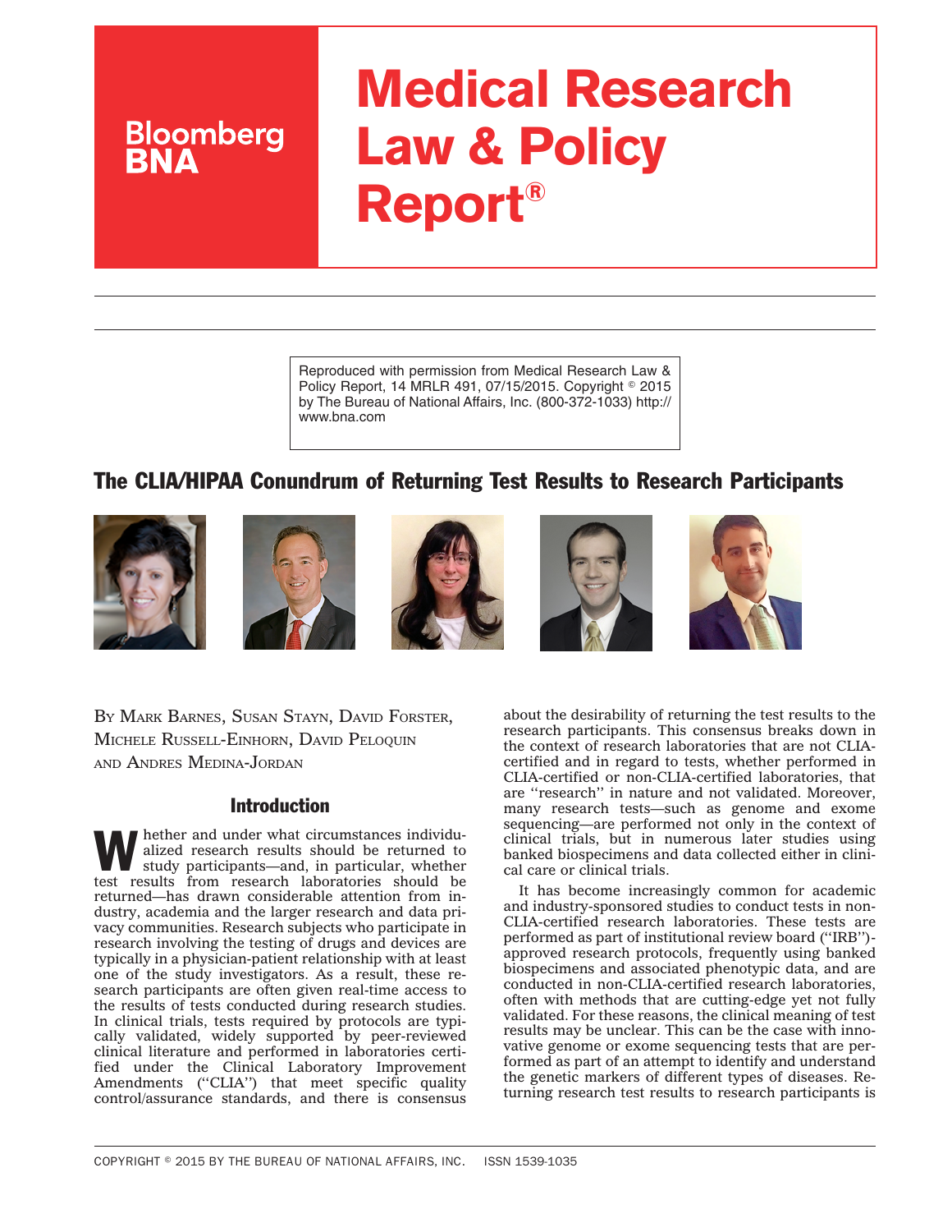# Medical Research Law & Policy Report®

Bloomberg BNA

Reproduced with permission from Medical Research Law & Policy Report, 14 MRLR 491, 07/15/2015. Copyright © 2015 by The Bureau of National Affairs, Inc. (800-372-1033) http://www.bna.com

## The CLIA/HIPAA Conundrum of Returning Test Results to Research Participants

BY MARK BARNES, SUSAN STAYN, DAVID FORSTER, MICHELE RUSSELL-EINHORN, DAVID PELOQUIN AND ANDRES MEDINA-JORDAN

### Introduction

Whether and under what circumstances individualized research results should be returned to study participants—and, in particular, whether test results from research laboratories should be returned—has drawn considerable attention from industry, academia and the larger research and data privacy communities. Research subjects who participate in research involving the testing of drugs and devices are typically in a physician-patient relationship with at least one of the study investigators. As a result, these research participants are often given real-time access to the results of tests conducted during research studies. In clinical trials, tests required by protocols are typically validated, widely supported by peer-reviewed clinical literature and performed in laboratories certified under the Clinical Laboratory Improvement Amendments (''CLIA'') that meet specific quality control/assurance standards, and there is consensus about the desirability of returning the test results to the research participants. This consensus breaks down in the context of research laboratories that are not CLIA-certified and in regard to tests, whether performed in CLIA-certified or non-CLIA-certified laboratories, that are ''research'' in nature and not validated. Moreover, many research tests—such as genome and exome sequencing—are performed not only in the context of clinical trials, but in numerous later studies using banked biospecimens and data collected either in clinical care or clinical trials.

It has become increasingly common for academic and industry-sponsored studies to conduct tests in non-CLIA-certified research laboratories. These tests are performed as part of institutional review board (''IRB'')-approved research protocols, frequently using banked biospecimens and associated phenotypic data, and are conducted in non-CLIA-certified research laboratories, often with methods that are cutting-edge yet not fully validated. For these reasons, the clinical meaning of test results may be unclear. This can be the case with innovative genome or exome sequencing tests that are performed as part of an attempt to identify and understand the genetic markers of different types of diseases. Returning research test results to research participants is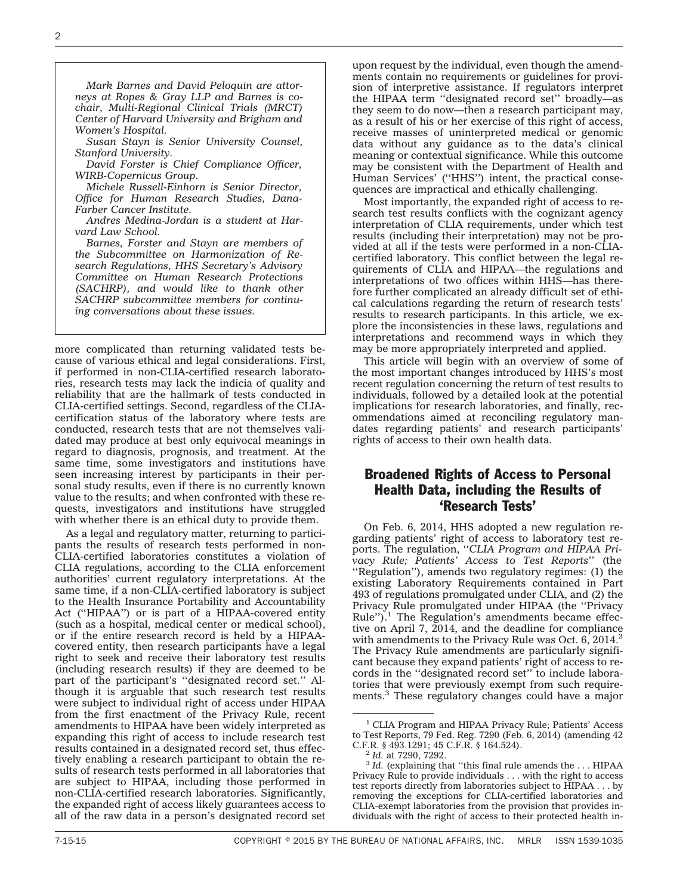*Mark Barnes and David Peloquin are attorneys at Ropes & Gray LLP and Barnes is co-chair, Multi-Regional Clinical Trials (MRCT) Center of Harvard University and Brigham and Women's Hospital.*

*Susan Stayn is Senior University Counsel, Stanford University.*

*David Forster is Chief Compliance Officer, WIRB-Copernicus Group.*

*Michele Russell-Einhorn is Senior Director, Office for Human Research Studies, Dana-Farber Cancer Institute.*

*Andres Medina-Jordan is a student at Harvard Law School.*

*Barnes, Forster and Stayn are members of the Subcommittee on Harmonization of Research Regulations, HHS Secretary's Advisory Committee on Human Research Protections (SACHRP), and would like to thank other SACHRP subcommittee members for continuing conversations about these issues.*

more complicated than returning validated tests because of various ethical and legal considerations. First, if performed in non-CLIA-certified research laboratories, research tests may lack the indicia of quality and reliability that are the hallmark of tests conducted in CLIA-certified settings. Second, regardless of the CLIA-certification status of the laboratory where tests are conducted, research tests that are not themselves validated may produce at best only equivocal meanings in regard to diagnosis, prognosis, and treatment. At the same time, some investigators and institutions have seen increasing interest by participants in their personal study results, even if there is no currently known value to the results; and when confronted with these requests, investigators and institutions have struggled with whether there is an ethical duty to provide them.

As a legal and regulatory matter, returning to participants the results of research tests performed in non-CLIA-certified laboratories constitutes a violation of CLIA regulations, according to the CLIA enforcement authorities' current regulatory interpretations. At the same time, if a non-CLIA-certified laboratory is subject to the Health Insurance Portability and Accountability Act (''HIPAA'') or is part of a HIPAA-covered entity (such as a hospital, medical center or medical school), or if the entire research record is held by a HIPAA-covered entity, then research participants have a legal right to seek and receive their laboratory test results (including research results) if they are deemed to be part of the participant's ''designated record set.'' Although it is arguable that such research test results were subject to individual right of access under HIPAA from the first enactment of the Privacy Rule, recent amendments to HIPAA have been widely interpreted as expanding this right of access to include research test results contained in a designated record set, thus effectively enabling a research participant to obtain the results of research tests performed in all laboratories that are subject to HIPAA, including those performed in non-CLIA-certified research laboratories. Significantly, the expanded right of access likely guarantees access to all of the raw data in a person's designated record set upon request by the individual, even though the amendments contain no requirements or guidelines for provision of interpretive assistance. If regulators interpret the HIPAA term ''designated record set'' broadly—as they seem to do now—then a research participant may, as a result of his or her exercise of this right of access, receive masses of uninterpreted medical or genomic data without any guidance as to the data's clinical meaning or contextual significance. While this outcome may be consistent with the Department of Health and Human Services' (''HHS'') intent, the practical consequences are impractical and ethically challenging.

Most importantly, the expanded right of access to research test results conflicts with the cognizant agency interpretation of CLIA requirements, under which test results (including their interpretation) may not be provided at all if the tests were performed in a non-CLIA-certified laboratory. This conflict between the legal requirements of CLIA and HIPAA—the regulations and interpretations of two offices within HHS—has therefore further complicated an already difficult set of ethical calculations regarding the return of research tests' results to research participants. In this article, we explore the inconsistencies in these laws, regulations and interpretations and recommend ways in which they may be more appropriately interpreted and applied.

This article will begin with an overview of some of the most important changes introduced by HHS's most recent regulation concerning the return of test results to individuals, followed by a detailed look at the potential implications for research laboratories, and finally, recommendations aimed at reconciling regulatory mandates regarding patients' and research participants' rights of access to their own health data.

## Broadened Rights of Access to Personal Health Data, including the Results of 'Research Tests'

On Feb. 6, 2014, HHS adopted a new regulation regarding patients' right of access to laboratory test reports. The regulation, ''*CLIA Program and HIPAA Privacy Rule; Patients' Access to Test Reports*'' (the ''Regulation''), amends two regulatory regimes: (1) the existing Laboratory Requirements contained in Part 493 of regulations promulgated under CLIA, and (2) the Privacy Rule promulgated under HIPAA (the ''Privacy Rule'').[1] The Regulation's amendments became effective on April 7, 2014, and the deadline for compliance with amendments to the Privacy Rule was Oct. 6, 2014.[2] The Privacy Rule amendments are particularly significant because they expand patients' right of access to records in the ''designated record set'' to include laboratories that were previously exempt from such requirements.[3] These regulatory changes could have a major

---

[1] CLIA Program and HIPAA Privacy Rule; Patients' Access to Test Reports, 79 Fed. Reg. 7290 (Feb. 6, 2014) (amending 42 C.F.R. § 493.1291; 45 C.F.R. § 164.524).

[2] *Id.* at 7290, 7292.

[3] *Id.* (explaining that ''this final rule amends the . . . HIPAA Privacy Rule to provide individuals . . . with the right to access test reports directly from laboratories subject to HIPAA . . . by removing the exceptions for CLIA-certified laboratories and CLIA-exempt laboratories from the provision that provides individuals with the right of access to their protected health in-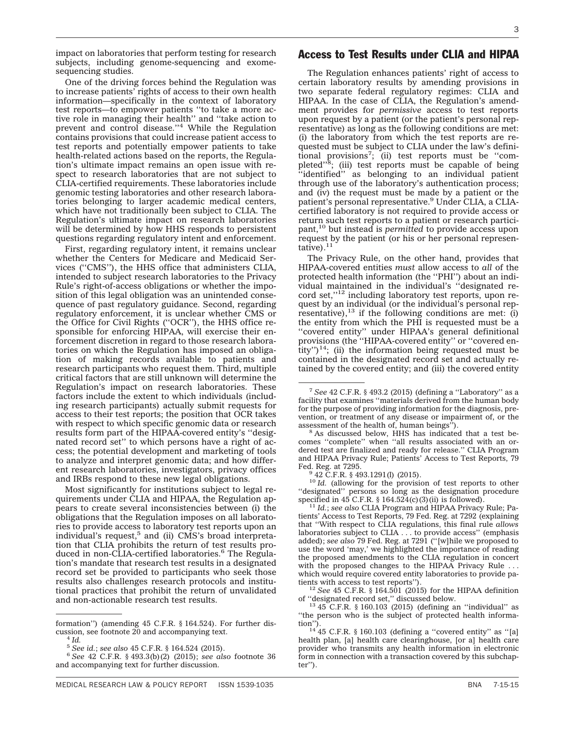impact on laboratories that perform testing for research subjects, including genome-sequencing and exome-sequencing studies.

One of the driving forces behind the Regulation was to increase patients' rights of access to their own health information—specifically in the context of laboratory test reports—to empower patients "to take a more active role in managing their health" and "take action to prevent and control disease."[4] While the Regulation contains provisions that could increase patient access to test reports and potentially empower patients to take health-related actions based on the reports, the Regulation's ultimate impact remains an open issue with respect to research laboratories that are not subject to CLIA-certified requirements. These laboratories include genomic testing laboratories and other research laboratories belonging to larger academic medical centers, which have not traditionally been subject to CLIA. The Regulation's ultimate impact on research laboratories will be determined by how HHS responds to persistent questions regarding regulatory intent and enforcement.

First, regarding regulatory intent, it remains unclear whether the Centers for Medicare and Medicaid Services ("CMS"), the HHS office that administers CLIA, intended to subject research laboratories to the Privacy Rule's right-of-access obligations or whether the imposition of this legal obligation was an unintended consequence of past regulatory guidance. Second, regarding regulatory enforcement, it is unclear whether CMS or the Office for Civil Rights ("OCR"), the HHS office responsible for enforcing HIPAA, will exercise their enforcement discretion in regard to those research laboratories on which the Regulation has imposed an obligation of making records available to patients and research participants who request them. Third, multiple critical factors that are still unknown will determine the Regulation's impact on research laboratories. These factors include the extent to which individuals (including research participants) actually submit requests for access to their test reports; the position that OCR takes with respect to which specific genomic data or research results form part of the HIPAA-covered entity's "designated record set" to which persons have a right of access; the potential development and marketing of tools to analyze and interpret genomic data; and how different research laboratories, investigators, privacy offices and IRBs respond to these new legal obligations.

Most significantly for institutions subject to legal requirements under CLIA and HIPAA, the Regulation appears to create several inconsistencies between (i) the obligations that the Regulation imposes on all laboratories to provide access to laboratory test reports upon an individual's request,[5] and (ii) CMS's broad interpretation that CLIA prohibits the return of test results produced in non-CLIA-certified laboratories.[6] The Regulation's mandate that research test results in a designated record set be provided to participants who seek those results also challenges research protocols and institutional practices that prohibit the return of unvalidated and non-actionable research test results.

## Access to Test Results under CLIA and HIPAA

The Regulation enhances patients' right of access to certain laboratory results by amending provisions in two separate federal regulatory regimes: CLIA and HIPAA. In the case of CLIA, the Regulation's amendment provides for *permissive* access to test reports upon request by a patient (or the patient's personal representative) as long as the following conditions are met: (i) the laboratory from which the test reports are requested must be subject to CLIA under the law's definitional provisions[7]; (ii) test reports must be "complete"[8]; (iii) test reports must be capable of being "identified" as belonging to an individual patient through use of the laboratory's authentication process; and (iv) the request must be made by a patient or the patient's personal representative.[9] Under CLIA, a CLIA-certified laboratory is not required to provide access or return such test reports to a patient or research participant,[10] but instead is *permitted* to provide access upon request by the patient (or his or her personal representative).[11]

The Privacy Rule, on the other hand, provides that HIPAA-covered entities *must* allow access to *all* of the protected health information (the "PHI") about an individual maintained in the individual's "designated record set,"[12] including laboratory test reports, upon request by an individual (or the individual's personal representative),[13] if the following conditions are met: (i) the entity from which the PHI is requested must be a "covered entity" under HIPAA's general definitional provisions (the "HIPAA-covered entity" or "covered entity")[14]; (ii) the information being requested must be contained in the designated record set and actually retained by the covered entity; and (iii) the covered entity

---

formation") (amending 45 C.F.R. § 164.524). For further discussion, see footnote 20 and accompanying text.

[4] *Id.*

[5] *See id.*; *see also* 45 C.F.R. § 164.524 (2015).

[6] *See* 42 C.F.R. § 493.3(b)(2) (2015); *see also* footnote 36 and accompanying text for further discussion.

[7] *See* 42 C.F.R. § 493.2 (2015) (defining a "Laboratory" as a facility that examines "materials derived from the human body for the purpose of providing information for the diagnosis, prevention, or treatment of any disease or impairment of, or the assessment of the health of, human beings").

[8] As discussed below, HHS has indicated that a test becomes "complete" when "all results associated with an ordered test are finalized and ready for release." CLIA Program and HIPAA Privacy Rule; Patients' Access to Test Reports, 79 Fed. Reg. at 7295.

[9] 42 C.F.R. § 493.1291(l) (2015).

[10] *Id.* (allowing for the provision of test reports to other "designated" persons so long as the designation procedure specified in 45 C.F.R. § 164.524(c)(3)(ii) is followed).

[11] *Id.*; *see also* CLIA Program and HIPAA Privacy Rule; Patients' Access to Test Reports, 79 Fed. Reg. at 7292 (explaining that "With respect to CLIA regulations, this final rule *allows* laboratories subject to CLIA . . . to provide access" (emphasis added); *see also* 79 Fed. Reg. at 7291 ("[w]hile we proposed to use the word 'may,' we highlighted the importance of reading the proposed amendments to the CLIA regulation in concert with the proposed changes to the HIPAA Privacy Rule . . . which would require covered entity laboratories to provide patients with access to test reports").

[12] *See* 45 C.F.R. § 164.501 (2015) for the HIPAA definition of "designated record set," discussed below.

[13] 45 C.F.R. § 160.103 (2015) (defining an "individual" as "the person who is the subject of protected health information").

[14] 45 C.F.R. § 160.103 (defining a "covered entity" as "[a] health plan, [a] health care clearinghouse, [or a] health care provider who transmits any health information in electronic form in connection with a transaction covered by this subchapter").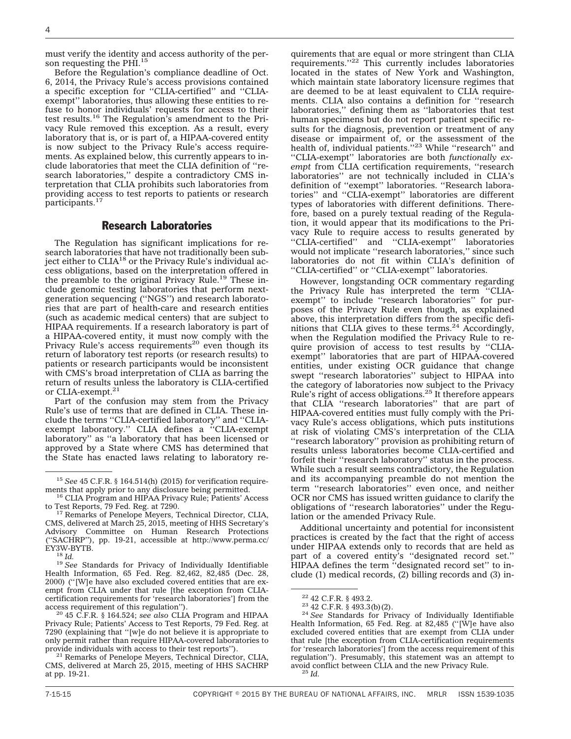must verify the identity and access authority of the person requesting the PHI.[15]

Before the Regulation's compliance deadline of Oct. 6, 2014, the Privacy Rule's access provisions contained a specific exception for ''CLIA-certified'' and ''CLIA-exempt'' laboratories, thus allowing these entities to refuse to honor individuals' requests for access to their test results.[16] The Regulation's amendment to the Privacy Rule removed this exception. As a result, every laboratory that is, or is part of, a HIPAA-covered entity is now subject to the Privacy Rule's access requirements. As explained below, this currently appears to include laboratories that meet the CLIA definition of ''research laboratories,'' despite a contradictory CMS interpretation that CLIA prohibits such laboratories from providing access to test reports to patients or research participants.[17]

## Research Laboratories

The Regulation has significant implications for research laboratories that have not traditionally been subject either to CLIA[18] or the Privacy Rule's individual access obligations, based on the interpretation offered in the preamble to the original Privacy Rule.[19] These include genomic testing laboratories that perform next-generation sequencing (''NGS'') and research laboratories that are part of health-care and research entities (such as academic medical centers) that are subject to HIPAA requirements. If a research laboratory is part of a HIPAA-covered entity, it must now comply with the Privacy Rule's access requirements[20] even though its return of laboratory test reports (or research results) to patients or research participants would be inconsistent with CMS's broad interpretation of CLIA as barring the return of results unless the laboratory is CLIA-certified or CLIA-exempt.[21]

Part of the confusion may stem from the Privacy Rule's use of terms that are defined in CLIA. These include the terms ''CLIA-certified laboratory'' and ''CLIA-exempt laboratory.'' CLIA defines a ''CLIA-exempt laboratory'' as ''a laboratory that has been licensed or approved by a State where CMS has determined that the State has enacted laws relating to laboratory requirements that are equal or more stringent than CLIA requirements.''[22] This currently includes laboratories located in the states of New York and Washington, which maintain state laboratory licensure regimes that are deemed to be at least equivalent to CLIA requirements. CLIA also contains a definition for ''research laboratories,'' defining them as ''laboratories that test human specimens but do not report patient specific results for the diagnosis, prevention or treatment of any disease or impairment of, or the assessment of the health of, individual patients.''[23] While ''research'' and ''CLIA-exempt'' laboratories are both *functionally exempt* from CLIA certification requirements, ''research laboratories'' are not technically included in CLIA's definition of ''exempt'' laboratories. ''Research laboratories'' and ''CLIA-exempt'' laboratories are different types of laboratories with different definitions. Therefore, based on a purely textual reading of the Regulation, it would appear that its modifications to the Privacy Rule to require access to results generated by ''CLIA-certified'' and ''CLIA-exempt'' laboratories would not implicate ''research laboratories,'' since such laboratories do not fit within CLIA's definition of ''CLIA-certified'' or ''CLIA-exempt'' laboratories.

However, longstanding OCR commentary regarding the Privacy Rule has interpreted the term ''CLIA-exempt'' to include ''research laboratories'' for purposes of the Privacy Rule even though, as explained above, this interpretation differs from the specific definitions that CLIA gives to these terms.[24] Accordingly, when the Regulation modified the Privacy Rule to require provision of access to test results by ''CLIA-exempt'' laboratories that are part of HIPAA-covered entities, under existing OCR guidance that change swept ''research laboratories'' subject to HIPAA into the category of laboratories now subject to the Privacy Rule's right of access obligations.[25] It therefore appears that CLIA ''research laboratories'' that are part of HIPAA-covered entities must fully comply with the Privacy Rule's access obligations, which puts institutions at risk of violating CMS's interpretation of the CLIA ''research laboratory'' provision as prohibiting return of results unless laboratories become CLIA-certified and forfeit their ''research laboratory'' status in the process. While such a result seems contradictory, the Regulation and its accompanying preamble do not mention the term ''research laboratories'' even once, and neither OCR nor CMS has issued written guidance to clarify the obligations of ''research laboratories'' under the Regulation or the amended Privacy Rule.

Additional uncertainty and potential for inconsistent practices is created by the fact that the right of access under HIPAA extends only to records that are held as part of a covered entity's ''designated record set.'' HIPAA defines the term ''designated record set'' to include (1) medical records, (2) billing records and (3) in-

---

[15] *See* 45 C.F.R. § 164.514(h) (2015) for verification requirements that apply prior to any disclosure being permitted.

[16] CLIA Program and HIPAA Privacy Rule; Patients' Access to Test Reports, 79 Fed. Reg. at 7290.

[17] Remarks of Penelope Meyers, Technical Director, CLIA, CMS, delivered at March 25, 2015, meeting of HHS Secretary's Advisory Committee on Human Research Protections (''SACHRP''), pp. 19-21, accessible at http://www.perma.cc/EY3W-BYTB.

[18] *Id.*

[19] *See* Standards for Privacy of Individually Identifiable Health Information, 65 Fed. Reg. 82,462, 82,485 (Dec. 28, 2000) (''[W]e have also excluded covered entities that are exempt from CLIA under that rule [the exception from CLIA-certification requirements for 'research laboratories'] from the access requirement of this regulation'').

[20] 45 C.F.R. § 164.524; *see also* CLIA Program and HIPAA Privacy Rule; Patients' Access to Test Reports, 79 Fed. Reg. at 7290 (explaining that ''[w]e do not believe it is appropriate to only permit rather than require HIPAA-covered laboratories to provide individuals with access to their test reports'').

[21] Remarks of Penelope Meyers, Technical Director, CLIA, CMS, delivered at March 25, 2015, meeting of HHS SACHRP at pp. 19-21.

[22] 42 C.F.R. § 493.2.

[23] 42 C.F.R. § 493.3(b)(2).

[24] *See* Standards for Privacy of Individually Identifiable Health Information, 65 Fed. Reg. at 82,485 (''[W]e have also excluded covered entities that are exempt from CLIA under that rule [the exception from CLIA-certification requirements for 'research laboratories'] from the access requirement of this regulation''). Presumably, this statement was an attempt to avoid conflict between CLIA and the new Privacy Rule.

[25] *Id.*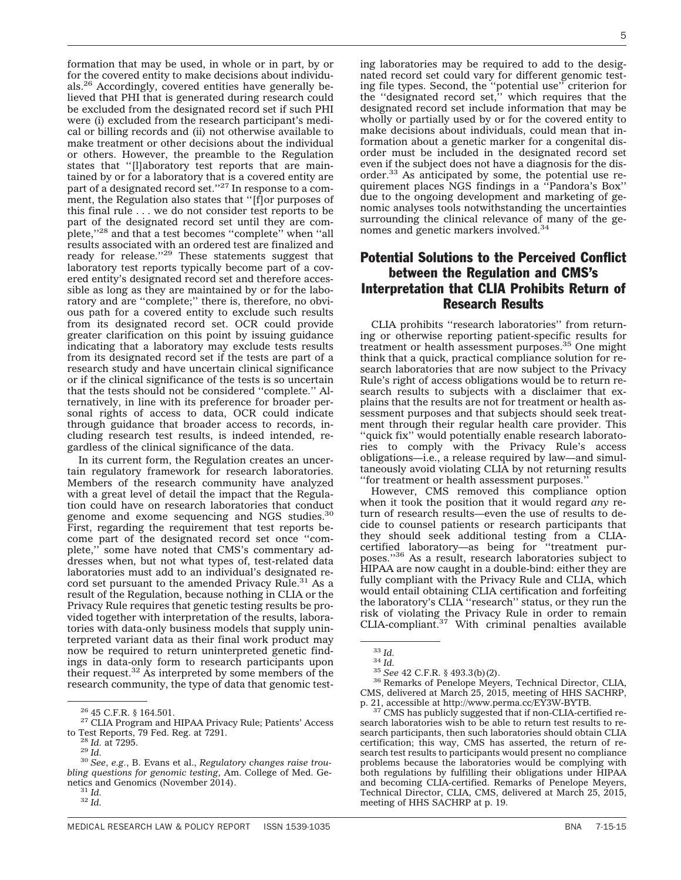formation that may be used, in whole or in part, by or for the covered entity to make decisions about individuals.[26] Accordingly, covered entities have generally believed that PHI that is generated during research could be excluded from the designated record set if such PHI were (i) excluded from the research participant's medical or billing records and (ii) not otherwise available to make treatment or other decisions about the individual or others. However, the preamble to the Regulation states that ''[l]aboratory test reports that are maintained by or for a laboratory that is a covered entity are part of a designated record set.''[27] In response to a comment, the Regulation also states that ''[f]or purposes of this final rule . . . we do not consider test reports to be part of the designated record set until they are complete,''[28] and that a test becomes ''complete'' when ''all results associated with an ordered test are finalized and ready for release.''[29] These statements suggest that laboratory test reports typically become part of a covered entity's designated record set and therefore accessible as long as they are maintained by or for the laboratory and are ''complete;'' there is, therefore, no obvious path for a covered entity to exclude such results from its designated record set. OCR could provide greater clarification on this point by issuing guidance indicating that a laboratory may exclude tests results from its designated record set if the tests are part of a research study and have uncertain clinical significance or if the clinical significance of the tests is so uncertain that the tests should not be considered ''complete.'' Alternatively, in line with its preference for broader personal rights of access to data, OCR could indicate through guidance that broader access to records, including research test results, is indeed intended, regardless of the clinical significance of the data.

In its current form, the Regulation creates an uncertain regulatory framework for research laboratories. Members of the research community have analyzed with a great level of detail the impact that the Regulation could have on research laboratories that conduct genome and exome sequencing and NGS studies.[30] First, regarding the requirement that test reports become part of the designated record set once ''complete,'' some have noted that CMS's commentary addresses when, but not what types of, test-related data laboratories must add to an individual's designated record set pursuant to the amended Privacy Rule.[31] As a result of the Regulation, because nothing in CLIA or the Privacy Rule requires that genetic testing results be provided together with interpretation of the results, laboratories with data-only business models that supply uninterpreted variant data as their final work product may now be required to return uninterpreted genetic findings in data-only form to research participants upon their request.[32] As interpreted by some members of the research community, the type of data that genomic testing laboratories may be required to add to the designated record set could vary for different genomic testing file types. Second, the ''potential use'' criterion for the ''designated record set,'' which requires that the designated record set include information that may be wholly or partially used by or for the covered entity to make decisions about individuals, could mean that information about a genetic marker for a congenital disorder must be included in the designated record set even if the subject does not have a diagnosis for the disorder.[33] As anticipated by some, the potential use requirement places NGS findings in a ''Pandora's Box'' due to the ongoing development and marketing of genomic analyses tools notwithstanding the uncertainties surrounding the clinical relevance of many of the genomes and genetic markers involved.[34]

## Potential Solutions to the Perceived Conflict between the Regulation and CMS's Interpretation that CLIA Prohibits Return of Research Results

CLIA prohibits ''research laboratories'' from returning or otherwise reporting patient-specific results for treatment or health assessment purposes.[35] One might think that a quick, practical compliance solution for research laboratories that are now subject to the Privacy Rule's right of access obligations would be to return research results to subjects with a disclaimer that explains that the results are not for treatment or health assessment purposes and that subjects should seek treatment through their regular health care provider. This ''quick fix'' would potentially enable research laboratories to comply with the Privacy Rule's access obligations—i.e., a release required by law—and simultaneously avoid violating CLIA by not returning results ''for treatment or health assessment purposes.''

However, CMS removed this compliance option when it took the position that it would regard *any* return of research results—even the use of results to decide to counsel patients or research participants that they should seek additional testing from a CLIA-certified laboratory—as being for ''treatment purposes.''[36] As a result, research laboratories subject to HIPAA are now caught in a double-bind: either they are fully compliant with the Privacy Rule and CLIA, which would entail obtaining CLIA certification and forfeiting the laboratory's CLIA ''research'' status, or they run the risk of violating the Privacy Rule in order to remain CLIA-compliant.[37] With criminal penalties available

---

[26] 45 C.F.R. § 164.501.

[27] CLIA Program and HIPAA Privacy Rule; Patients' Access to Test Reports, 79 Fed. Reg. at 7291.

[28] *Id.* at 7295.

[29] *Id.*

[30] *See, e.g.*, B. Evans et al., *Regulatory changes raise troubling questions for genomic testing*, Am. College of Med. Genetics and Genomics (November 2014).

[31] *Id.*

[32] *Id.*

[33] *Id.*

[34] *Id.*

[35] *See* 42 C.F.R. § 493.3(b)(2).

[36] Remarks of Penelope Meyers, Technical Director, CLIA, CMS, delivered at March 25, 2015, meeting of HHS SACHRP, p. 21, accessible at http://www.perma.cc/EY3W-BYTB.

[37] CMS has publicly suggested that if non-CLIA-certified research laboratories wish to be able to return test results to research participants, then such laboratories should obtain CLIA certification; this way, CMS has asserted, the return of research test results to participants would present no compliance problems because the laboratories would be complying with both regulations by fulfilling their obligations under HIPAA and becoming CLIA-certified. Remarks of Penelope Meyers, Technical Director, CLIA, CMS, delivered at March 25, 2015, meeting of HHS SACHRP at p. 19.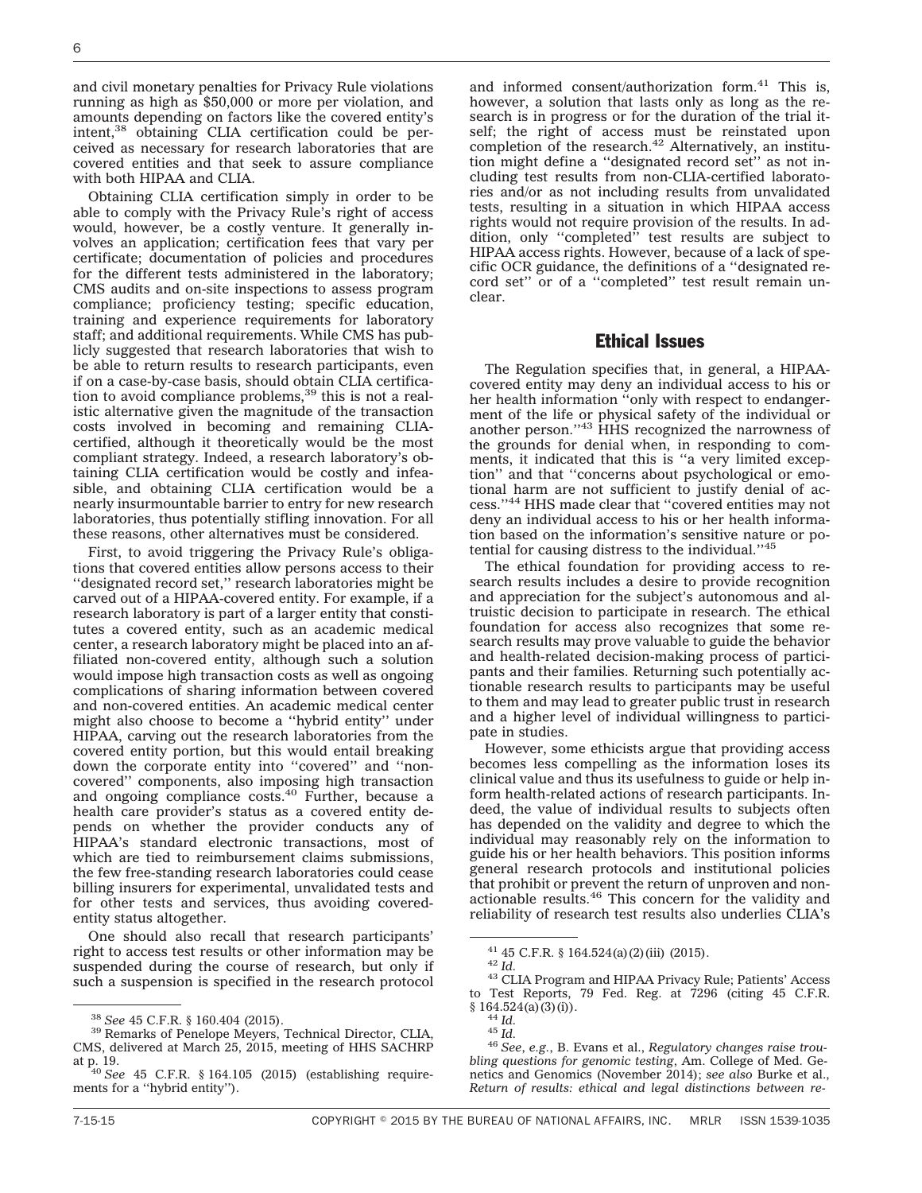and civil monetary penalties for Privacy Rule violations running as high as $50,000 or more per violation, and amounts depending on factors like the covered entity's intent,[38] obtaining CLIA certification could be perceived as necessary for research laboratories that are covered entities and that seek to assure compliance with both HIPAA and CLIA.

Obtaining CLIA certification simply in order to be able to comply with the Privacy Rule's right of access would, however, be a costly venture. It generally involves an application; certification fees that vary per certificate; documentation of policies and procedures for the different tests administered in the laboratory; CMS audits and on-site inspections to assess program compliance; proficiency testing; specific education, training and experience requirements for laboratory staff; and additional requirements. While CMS has publicly suggested that research laboratories that wish to be able to return results to research participants, even if on a case-by-case basis, should obtain CLIA certification to avoid compliance problems,[39] this is not a realistic alternative given the magnitude of the transaction costs involved in becoming and remaining CLIA-certified, although it theoretically would be the most compliant strategy. Indeed, a research laboratory's obtaining CLIA certification would be costly and infeasible, and obtaining CLIA certification would be a nearly insurmountable barrier to entry for new research laboratories, thus potentially stifling innovation. For all these reasons, other alternatives must be considered.

First, to avoid triggering the Privacy Rule's obligations that covered entities allow persons access to their ''designated record set,'' research laboratories might be carved out of a HIPAA-covered entity. For example, if a research laboratory is part of a larger entity that constitutes a covered entity, such as an academic medical center, a research laboratory might be placed into an affiliated non-covered entity, although such a solution would impose high transaction costs as well as ongoing complications of sharing information between covered and non-covered entities. An academic medical center might also choose to become a ''hybrid entity'' under HIPAA, carving out the research laboratories from the covered entity portion, but this would entail breaking down the corporate entity into ''covered'' and ''non-covered'' components, also imposing high transaction and ongoing compliance costs.[40] Further, because a health care provider's status as a covered entity depends on whether the provider conducts any of HIPAA's standard electronic transactions, most of which are tied to reimbursement claims submissions, the few free-standing research laboratories could cease billing insurers for experimental, unvalidated tests and for other tests and services, thus avoiding covered-entity status altogether.

One should also recall that research participants' right to access test results or other information may be suspended during the course of research, but only if such a suspension is specified in the research protocol and informed consent/authorization form.[41] This is, however, a solution that lasts only as long as the research is in progress or for the duration of the trial itself; the right of access must be reinstated upon completion of the research.[42] Alternatively, an institution might define a ''designated record set'' as not including test results from non-CLIA-certified laboratories and/or as not including results from unvalidated tests, resulting in a situation in which HIPAA access rights would not require provision of the results. In addition, only ''completed'' test results are subject to HIPAA access rights. However, because of a lack of specific OCR guidance, the definitions of a ''designated record set'' or of a ''completed'' test result remain unclear.

## Ethical Issues

The Regulation specifies that, in general, a HIPAA-covered entity may deny an individual access to his or her health information ''only with respect to endangerment of the life or physical safety of the individual or another person.''[43] HHS recognized the narrowness of the grounds for denial when, in responding to comments, it indicated that this is ''a very limited exception'' and that ''concerns about psychological or emotional harm are not sufficient to justify denial of access.''[44] HHS made clear that ''covered entities may not deny an individual access to his or her health information based on the information's sensitive nature or potential for causing distress to the individual.''[45]

The ethical foundation for providing access to research results includes a desire to provide recognition and appreciation for the subject's autonomous and altruistic decision to participate in research. The ethical foundation for access also recognizes that some research results may prove valuable to guide the behavior and health-related decision-making process of participants and their families. Returning such potentially actionable research results to participants may be useful to them and may lead to greater public trust in research and a higher level of individual willingness to participate in studies.

However, some ethicists argue that providing access becomes less compelling as the information loses its clinical value and thus its usefulness to guide or help inform health-related actions of research participants. Indeed, the value of individual results to subjects often has depended on the validity and degree to which the individual may reasonably rely on the information to guide his or her health behaviors. This position informs general research protocols and institutional policies that prohibit or prevent the return of unproven and non-actionable results.[46] This concern for the validity and reliability of research test results also underlies CLIA's

---

[38] *See* 45 C.F.R. § 160.404 (2015).

[39] Remarks of Penelope Meyers, Technical Director, CLIA, CMS, delivered at March 25, 2015, meeting of HHS SACHRP at p. 19.

[40] *See* 45 C.F.R. § 164.105 (2015) (establishing requirements for a ''hybrid entity'').

[41] 45 C.F.R. § 164.524(a)(2)(iii) (2015).

[42] *Id.*

[43] CLIA Program and HIPAA Privacy Rule; Patients' Access to Test Reports, 79 Fed. Reg. at 7296 (citing 45 C.F.R. § 164.524(a)(3)(i)).

[44] *Id.*

[45] *Id.*

[46] *See, e.g.*, B. Evans et al., *Regulatory changes raise troubling questions for genomic testing*, Am. College of Med. Genetics and Genomics (November 2014); *see also* Burke et al., *Return of results: ethical and legal distinctions between re-*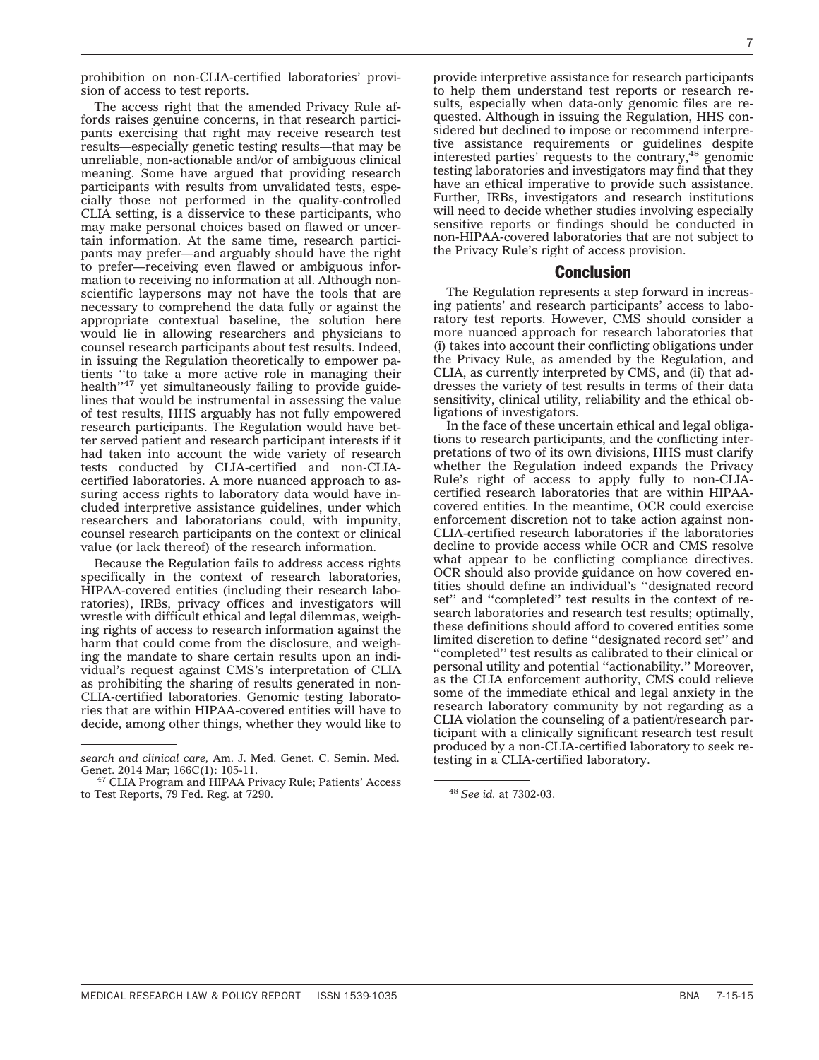prohibition on non-CLIA-certified laboratories' provision of access to test reports.

The access right that the amended Privacy Rule affords raises genuine concerns, in that research participants exercising that right may receive research test results—especially genetic testing results—that may be unreliable, non-actionable and/or of ambiguous clinical meaning. Some have argued that providing research participants with results from unvalidated tests, especially those not performed in the quality-controlled CLIA setting, is a disservice to these participants, who may make personal choices based on flawed or uncertain information. At the same time, research participants may prefer—and arguably should have the right to prefer—receiving even flawed or ambiguous information to receiving no information at all. Although nonscientific laypersons may not have the tools that are necessary to comprehend the data fully or against the appropriate contextual baseline, the solution here would lie in allowing researchers and physicians to counsel research participants about test results. Indeed, in issuing the Regulation theoretically to empower patients ''to take a more active role in managing their health''[47] yet simultaneously failing to provide guidelines that would be instrumental in assessing the value of test results, HHS arguably has not fully empowered research participants. The Regulation would have better served patient and research participant interests if it had taken into account the wide variety of research tests conducted by CLIA-certified and non-CLIA-certified laboratories. A more nuanced approach to assuring access rights to laboratory data would have included interpretive assistance guidelines, under which researchers and laboratorians could, with impunity, counsel research participants on the context or clinical value (or lack thereof) of the research information.

Because the Regulation fails to address access rights specifically in the context of research laboratories, HIPAA-covered entities (including their research laboratories), IRBs, privacy offices and investigators will wrestle with difficult ethical and legal dilemmas, weighing rights of access to research information against the harm that could come from the disclosure, and weighing the mandate to share certain results upon an individual's request against CMS's interpretation of CLIA as prohibiting the sharing of results generated in non-CLIA-certified laboratories. Genomic testing laboratories that are within HIPAA-covered entities will have to decide, among other things, whether they would like to provide interpretive assistance for research participants to help them understand test reports or research results, especially when data-only genomic files are requested. Although in issuing the Regulation, HHS considered but declined to impose or recommend interpretive assistance requirements or guidelines despite interested parties' requests to the contrary,[48] genomic testing laboratories and investigators may find that they have an ethical imperative to provide such assistance. Further, IRBs, investigators and research institutions will need to decide whether studies involving especially sensitive reports or findings should be conducted in non-HIPAA-covered laboratories that are not subject to the Privacy Rule's right of access provision.

## Conclusion

The Regulation represents a step forward in increasing patients' and research participants' access to laboratory test reports. However, CMS should consider a more nuanced approach for research laboratories that (i) takes into account their conflicting obligations under the Privacy Rule, as amended by the Regulation, and CLIA, as currently interpreted by CMS, and (ii) that addresses the variety of test results in terms of their data sensitivity, clinical utility, reliability and the ethical obligations of investigators.

In the face of these uncertain ethical and legal obligations to research participants, and the conflicting interpretations of two of its own divisions, HHS must clarify whether the Regulation indeed expands the Privacy Rule's right of access to apply fully to non-CLIA-certified research laboratories that are within HIPAA-covered entities. In the meantime, OCR could exercise enforcement discretion not to take action against non-CLIA-certified research laboratories if the laboratories decline to provide access while OCR and CMS resolve what appear to be conflicting compliance directives. OCR should also provide guidance on how covered entities should define an individual's ''designated record set'' and ''completed'' test results in the context of research laboratories and research test results; optimally, these definitions should afford to covered entities some limited discretion to define ''designated record set'' and ''completed'' test results as calibrated to their clinical or personal utility and potential ''actionability.'' Moreover, as the CLIA enforcement authority, CMS could relieve some of the immediate ethical and legal anxiety in the research laboratory community by not regarding as a CLIA violation the counseling of a patient/research participant with a clinically significant research test result produced by a non-CLIA-certified laboratory to seek re-testing in a CLIA-certified laboratory.

---

*search and clinical care*, Am. J. Med. Genet. C. Semin. Med. Genet. 2014 Mar; 166C(1): 105-11.

[47] CLIA Program and HIPAA Privacy Rule; Patients' Access to Test Reports, 79 Fed. Reg. at 7290.

[48] *See id.* at 7302-03.